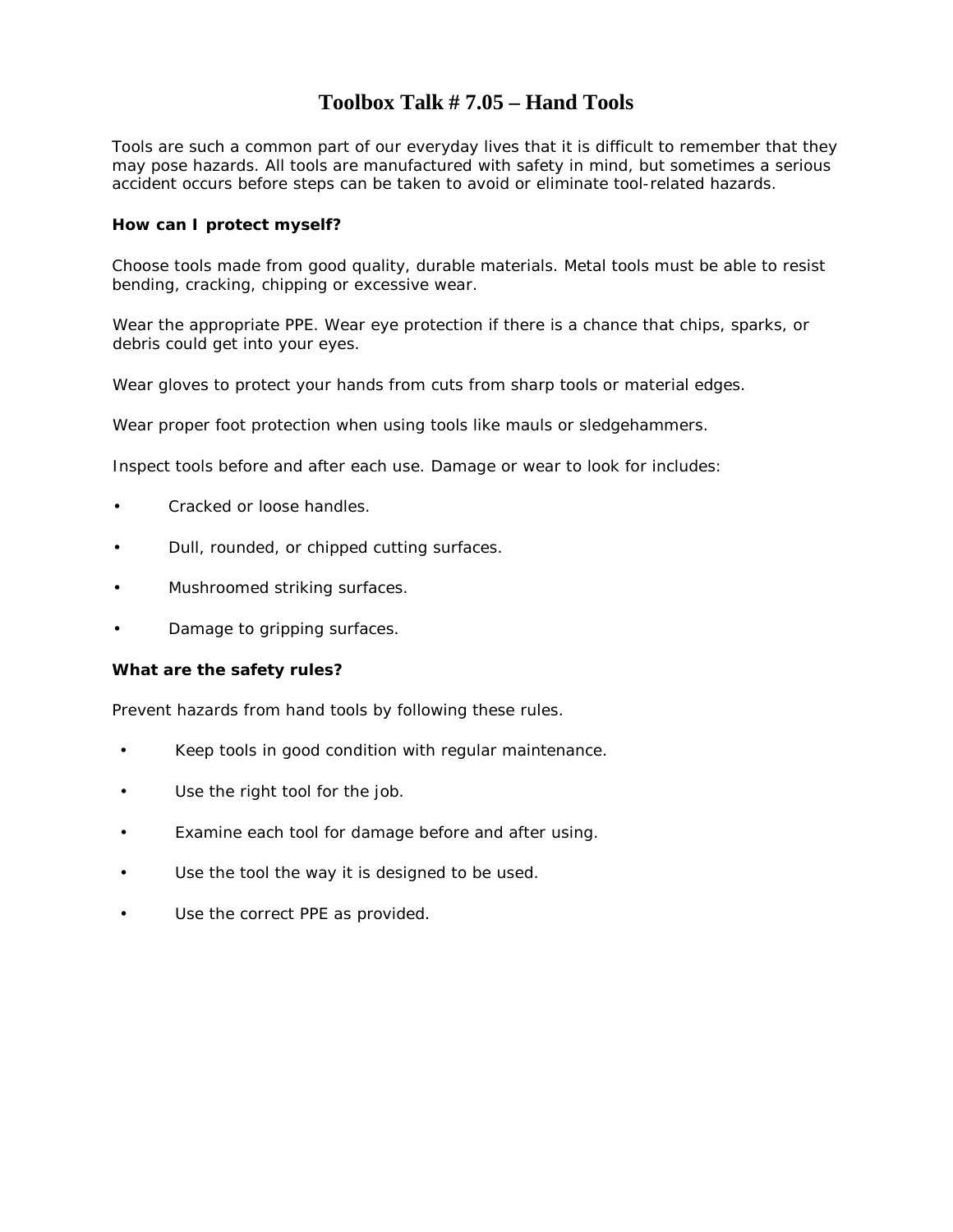# Toolbox Talk # 7.05 – Hand Tools

Tools are such a common part of our everyday lives that it is difficult to remember that they may pose hazards. All tools are manufactured with safety in mind, but sometimes a serious accident occurs before steps can be taken to avoid or eliminate tool-related hazards.

**How can I protect myself?**

Choose tools made from good quality, durable materials. Metal tools must be able to resist bending, cracking, chipping or excessive wear.

Wear the appropriate PPE. Wear eye protection if there is a chance that chips, sparks, or debris could get into your eyes.

Wear gloves to protect your hands from cuts from sharp tools or material edges.

Wear proper foot protection when using tools like mauls or sledgehammers.

Inspect tools before and after each use. Damage or wear to look for includes:

- Cracked or loose handles.
- Dull, rounded, or chipped cutting surfaces.
- Mushroomed striking surfaces.
- Damage to gripping surfaces.

**What are the safety rules?**

Prevent hazards from hand tools by following these rules.

- Keep tools in good condition with regular maintenance.
- Use the right tool for the job.
- Examine each tool for damage before and after using.
- Use the tool the way it is designed to be used.
- Use the correct PPE as provided.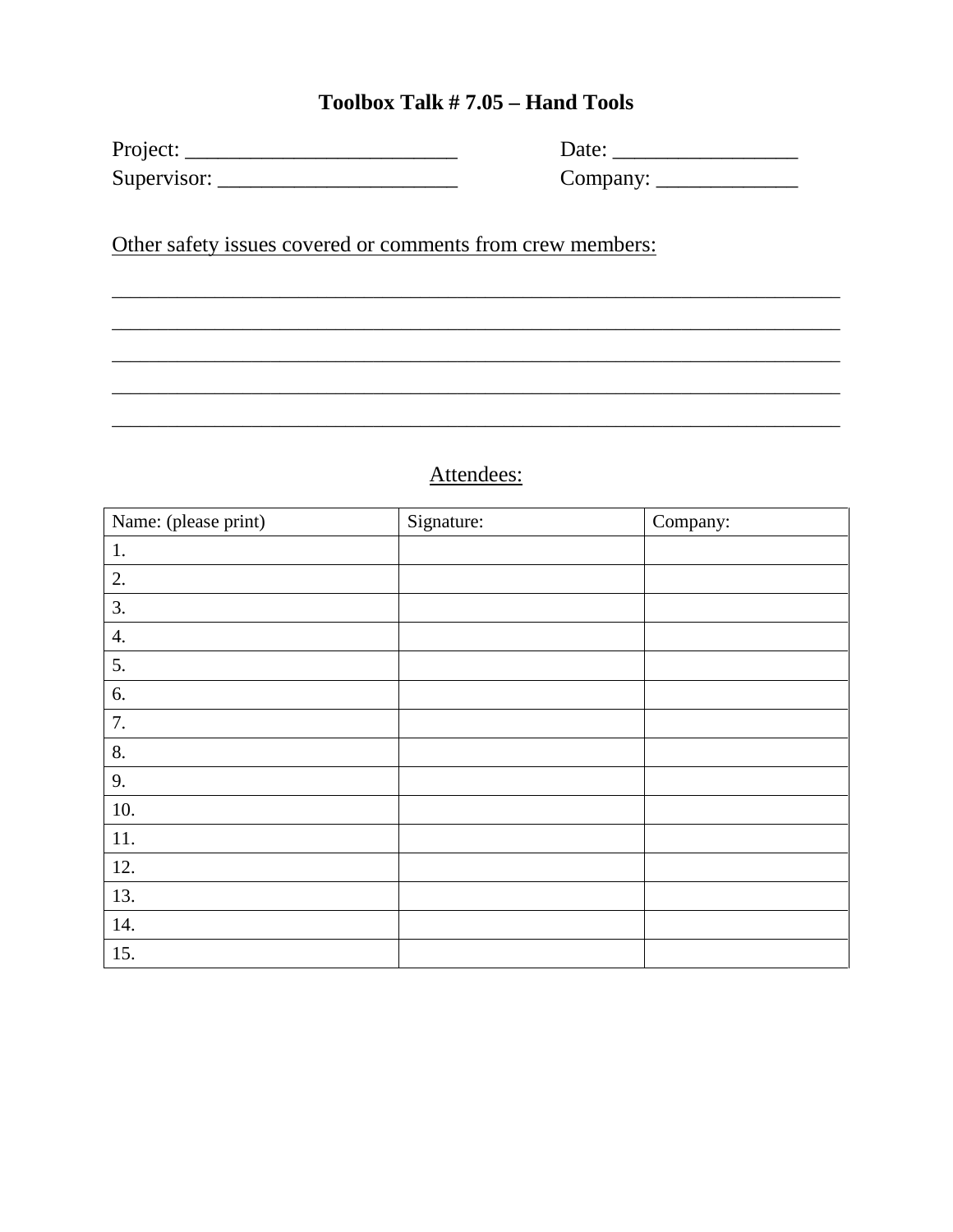# Toolbox Talk # 7.05 – Hand Tools

Project: _________________________ Date: _________________

Supervisor: ______________________ Company: _____________

Other safety issues covered or comments from crew members:

_____________________________________________________________________

_____________________________________________________________________

_____________________________________________________________________

_____________________________________________________________________

_____________________________________________________________________

## Attendees:

| Name: (please print) | Signature: | Company: |
|---|---|---|
| 1. | | |
| 2. | | |
| 3. | | |
| 4. | | |
| 5. | | |
| 6. | | |
| 7. | | |
| 8. | | |
| 9. | | |
| 10. | | |
| 11. | | |
| 12. | | |
| 13. | | |
| 14. | | |
| 15. | | |